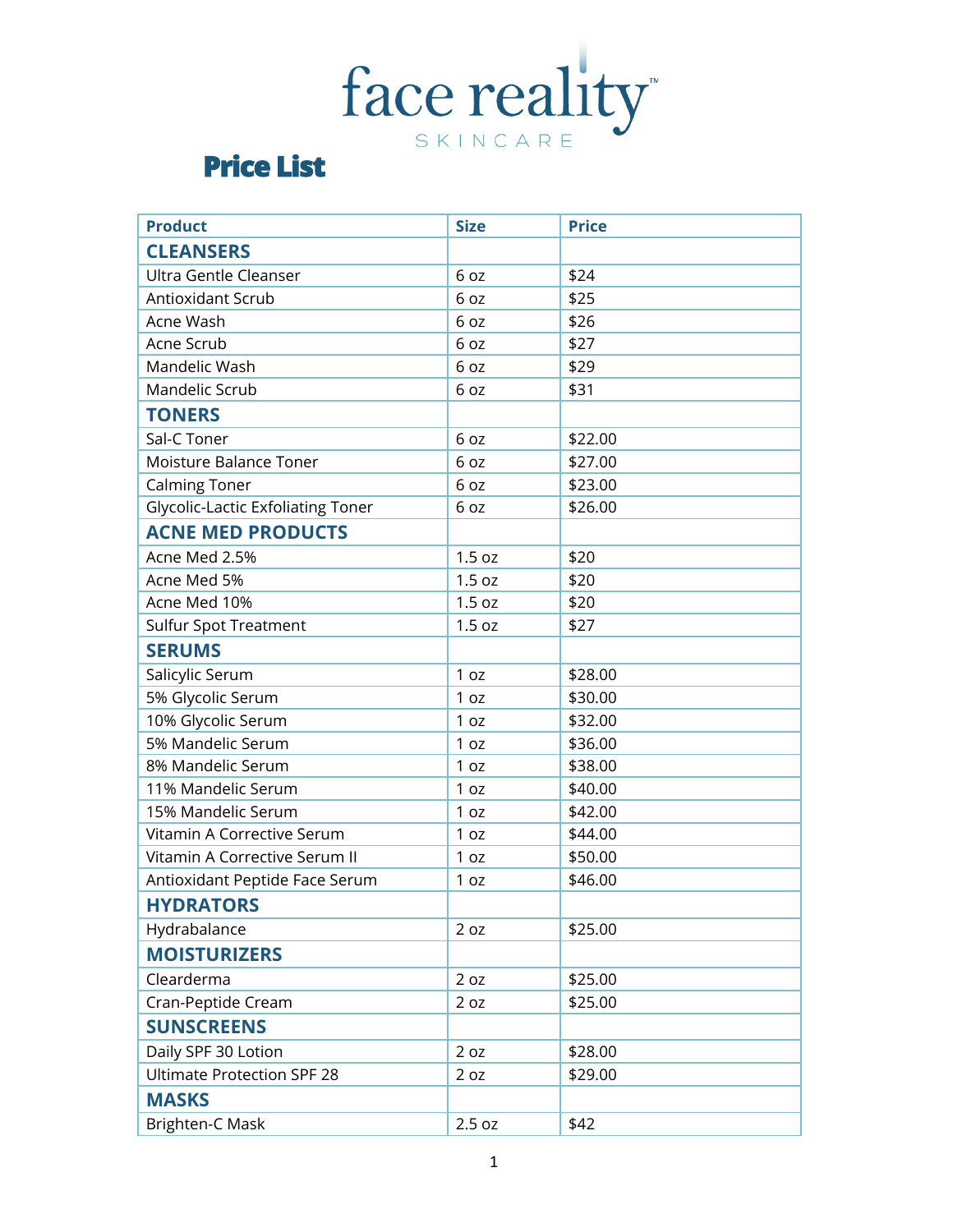face reality SKINCARE

# Price List

| Product | Size | Price |
|---|---|---|
| **CLEANSERS** | | |
| Ultra Gentle Cleanser | 6 oz | $24 |
| Antioxidant Scrub | 6 oz | $25 |
| Acne Wash | 6 oz | $26 |
| Acne Scrub | 6 oz | $27 |
| Mandelic Wash | 6 oz | $29 |
| Mandelic Scrub | 6 oz | $31 |
| **TONERS** | | |
| Sal-C Toner | 6 oz | $22.00 |
| Moisture Balance Toner | 6 oz | $27.00 |
| Calming Toner | 6 oz | $23.00 |
| Glycolic-Lactic Exfoliating Toner | 6 oz | $26.00 |
| **ACNE MED PRODUCTS** | | |
| Acne Med 2.5% | 1.5 oz | $20 |
| Acne Med 5% | 1.5 oz | $20 |
| Acne Med 10% | 1.5 oz | $20 |
| Sulfur Spot Treatment | 1.5 oz | $27 |
| **SERUMS** | | |
| Salicylic Serum | 1 oz | $28.00 |
| 5% Glycolic Serum | 1 oz | $30.00 |
| 10% Glycolic Serum | 1 oz | $32.00 |
| 5% Mandelic Serum | 1 oz | $36.00 |
| 8% Mandelic Serum | 1 oz | $38.00 |
| 11% Mandelic Serum | 1 oz | $40.00 |
| 15% Mandelic Serum | 1 oz | $42.00 |
| Vitamin A Corrective Serum | 1 oz | $44.00 |
| Vitamin A Corrective Serum II | 1 oz | $50.00 |
| Antioxidant Peptide Face Serum | 1 oz | $46.00 |
| **HYDRATORS** | | |
| Hydrabalance | 2 oz | $25.00 |
| **MOISTURIZERS** | | |
| Clearderma | 2 oz | $25.00 |
| Cran-Peptide Cream | 2 oz | $25.00 |
| **SUNSCREENS** | | |
| Daily SPF 30 Lotion | 2 oz | $28.00 |
| Ultimate Protection SPF 28 | 2 oz | $29.00 |
| **MASKS** | | |
| Brighten-C Mask | 2.5 oz | $42 |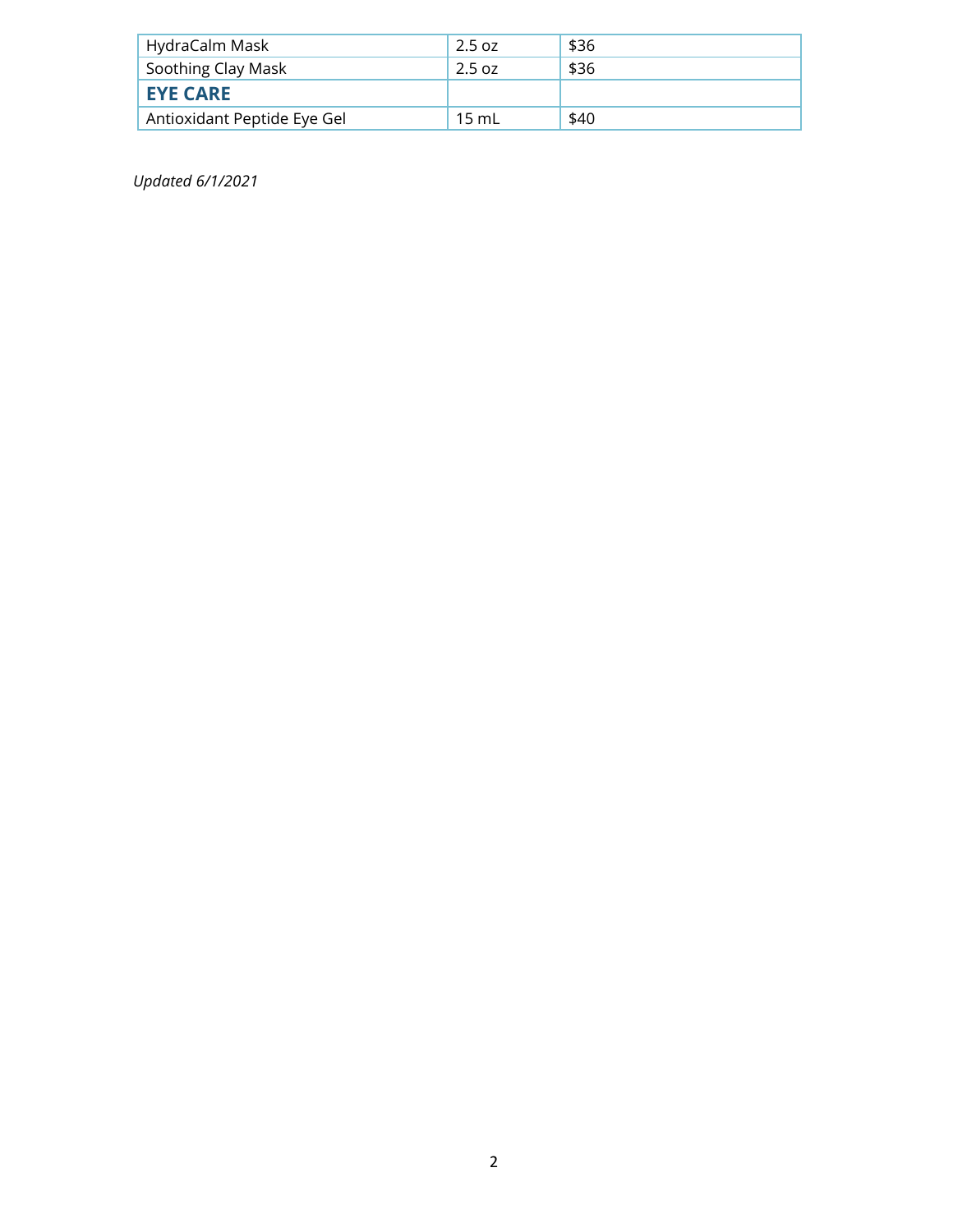| | | |
|---|---|---|
| HydraCalm Mask | 2.5 oz | $36 |
| Soothing Clay Mask | 2.5 oz | $36 |
| **EYE CARE** | | |
| Antioxidant Peptide Eye Gel | 15 mL | $40 |

*Updated 6/1/2021*